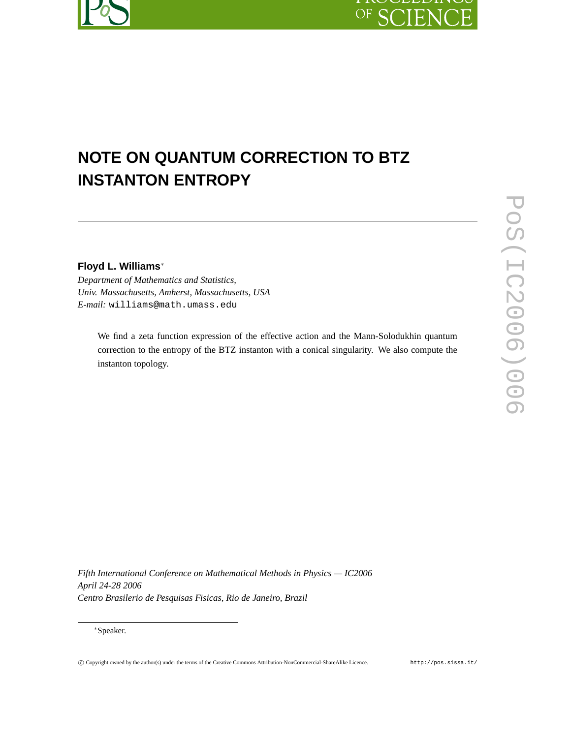# NOTE ON QUANTUM CORRECTION TO BTZ INSTANTON ENTROPY

**Floyd L. Williams***

*Department of Mathematics and Statistics,*
*Univ. Massachusetts, Amherst, Massachusetts, USA*
*E-mail:* williams@math.umass.edu

We find a zeta function expression of the effective action and the Mann-Solodukhin quantum correction to the entropy of the BTZ instanton with a conical singularity. We also compute the instanton topology.

*Fifth International Conference on Mathematical Methods in Physics — IC2006*
*April 24-28 2006*
*Centro Brasilerio de Pesquisas Fisicas, Rio de Janeiro, Brazil*

*Speaker.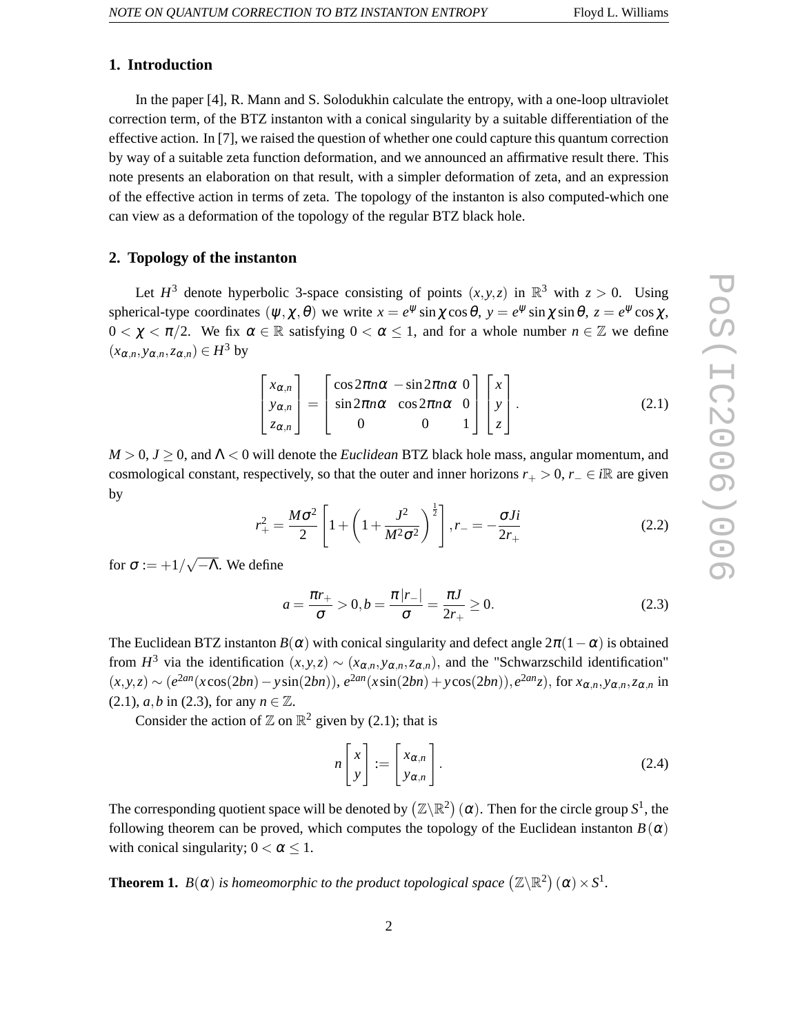## 1. Introduction

In the paper [4], R. Mann and S. Solodukhin calculate the entropy, with a one-loop ultraviolet correction term, of the BTZ instanton with a conical singularity by a suitable differentiation of the effective action. In [7], we raised the question of whether one could capture this quantum correction by way of a suitable zeta function deformation, and we announced an affirmative result there. This note presents an elaboration on that result, with a simpler deformation of zeta, and an expression of the effective action in terms of zeta. The topology of the instanton is also computed-which one can view as a deformation of the topology of the regular BTZ black hole.

## 2. Topology of the instanton

Let $H^3$ denote hyperbolic 3-space consisting of points $(x,y,z)$ in $\mathbb{R}^3$ with $z>0$. Using spherical-type coordinates $(\psi,\chi,\theta)$ we write $x=e^{\psi}\sin\chi\cos\theta$, $y=e^{\psi}\sin\chi\sin\theta$, $z=e^{\psi}\cos\chi$, $0<\chi<\pi/2$. We fix $\alpha\in\mathbb{R}$ satisfying $0<\alpha\leq 1$, and for a whole number $n\in\mathbb{Z}$ we define $(x_{\alpha,n},y_{\alpha,n},z_{\alpha,n})\in H^3$ by

$$\begin{bmatrix} x_{\alpha,n} \\ y_{\alpha,n} \\ z_{\alpha,n} \end{bmatrix} = \begin{bmatrix} \cos 2\pi n\alpha & -\sin 2\pi n\alpha & 0 \\ \sin 2\pi n\alpha & \cos 2\pi n\alpha & 0 \\ 0 & 0 & 1 \end{bmatrix} \begin{bmatrix} x \\ y \\ z \end{bmatrix}. \tag{2.1}$$

$M>0$, $J\geq 0$, and $\Lambda<0$ will denote the *Euclidean* BTZ black hole mass, angular momentum, and cosmological constant, respectively, so that the outer and inner horizons $r_+>0$, $r_-\in i\mathbb{R}$ are given by

$$r_+^2 = \frac{M\sigma^2}{2}\left[1+\left(1+\frac{J^2}{M^2\sigma^2}\right)^{\frac{1}{2}}\right], r_- = -\frac{\sigma J i}{2r_+} \tag{2.2}$$

for $\sigma := +1/\sqrt{-\Lambda}$. We define

$$a=\frac{\pi r_+}{\sigma}>0, b=\frac{\pi|r_-|}{\sigma}=\frac{\pi J}{2r_+}\geq 0. \tag{2.3}$$

The Euclidean BTZ instanton $B(\alpha)$ with conical singularity and defect angle $2\pi(1-\alpha)$ is obtained from $H^3$ via the identification $(x,y,z)\sim(x_{\alpha,n},y_{\alpha,n},z_{\alpha,n})$, and the "Schwarzschild identification" $(x,y,z)\sim(e^{2an}(x\cos(2bn)-y\sin(2bn)),\, e^{2an}(x\sin(2bn)+y\cos(2bn)),\, e^{2an}z)$, for $x_{\alpha,n},y_{\alpha,n},z_{\alpha,n}$ in (2.1), $a,b$ in (2.3), for any $n\in\mathbb{Z}$.

Consider the action of $\mathbb{Z}$ on $\mathbb{R}^2$ given by (2.1); that is

$$n\begin{bmatrix} x \\ y \end{bmatrix} := \begin{bmatrix} x_{\alpha,n} \\ y_{\alpha,n} \end{bmatrix}. \tag{2.4}$$

The corresponding quotient space will be denoted by $\left(\mathbb{Z}\backslash\mathbb{R}^2\right)(\alpha)$. Then for the circle group $S^1$, the following theorem can be proved, which computes the topology of the Euclidean instanton $B(\alpha)$ with conical singularity; $0<\alpha\leq 1$.

**Theorem 1.** *$B(\alpha)$ is homeomorphic to the product topological space $\left(\mathbb{Z}\backslash\mathbb{R}^2\right)(\alpha)\times S^1$.*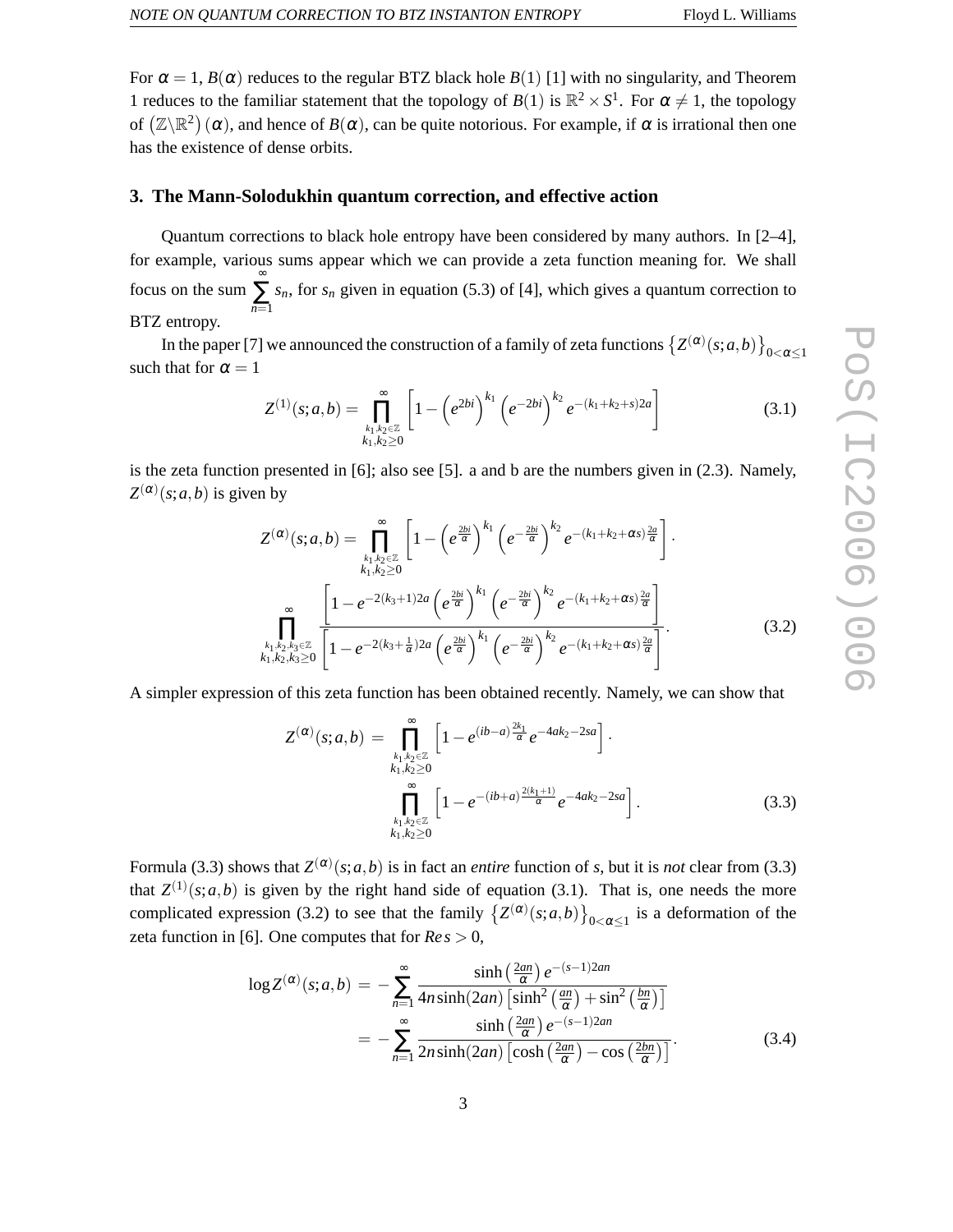For $\alpha = 1$, $B(\alpha)$ reduces to the regular BTZ black hole $B(1)$ [1] with no singularity, and Theorem 1 reduces to the familiar statement that the topology of $B(1)$ is $\mathbb{R}^2 \times S^1$. For $\alpha \neq 1$, the topology of $\left(\mathbb{Z}\backslash\mathbb{R}^2\right)(\alpha)$, and hence of $B(\alpha)$, can be quite notorious. For example, if $\alpha$ is irrational then one has the existence of dense orbits.

## 3. The Mann-Solodukhin quantum correction, and effective action

Quantum corrections to black hole entropy have been considered by many authors. In [2–4], for example, various sums appear which we can provide a zeta function meaning for. We shall focus on the sum $\sum_{n=1}^{\infty} s_n$, for $s_n$ given in equation (5.3) of [4], which gives a quantum correction to BTZ entropy.

In the paper [7] we announced the construction of a family of zeta functions $\left\{Z^{(\alpha)}(s;a,b)\right\}_{0<\alpha\leq 1}$ such that for $\alpha = 1$

$$Z^{(1)}(s;a,b) = \prod_{\substack{k_1,k_2\in\mathbb{Z} \\ k_1,k_2\geq 0}}^{\infty} \left[1 - \left(e^{2bi}\right)^{k_1} \left(e^{-2bi}\right)^{k_2} e^{-(k_1+k_2+s)2a}\right] \tag{3.1}$$

is the zeta function presented in [6]; also see [5]. a and b are the numbers given in (2.3). Namely, $Z^{(\alpha)}(s;a,b)$ is given by

$$Z^{(\alpha)}(s;a,b) = \prod_{\substack{k_1,k_2\in\mathbb{Z} \\ k_1,k_2\geq 0}}^{\infty} \left[1 - \left(e^{\frac{2bi}{\alpha}}\right)^{k_1} \left(e^{-\frac{2bi}{\alpha}}\right)^{k_2} e^{-(k_1+k_2+\alpha s)\frac{2a}{\alpha}}\right] \cdot$$
$$\prod_{\substack{k_1,k_2,k_3\in\mathbb{Z} \\ k_1,k_2,k_3\geq 0}}^{\infty} \frac{\left[1 - e^{-2(k_3+1)2a} \left(e^{\frac{2bi}{\alpha}}\right)^{k_1} \left(e^{-\frac{2bi}{\alpha}}\right)^{k_2} e^{-(k_1+k_2+\alpha s)\frac{2a}{\alpha}}\right]}{\left[1 - e^{-2(k_3+\frac{1}{\alpha})2a} \left(e^{\frac{2bi}{\alpha}}\right)^{k_1} \left(e^{-\frac{2bi}{\alpha}}\right)^{k_2} e^{-(k_1+k_2+\alpha s)\frac{2a}{\alpha}}\right]}. \tag{3.2}$$

A simpler expression of this zeta function has been obtained recently. Namely, we can show that

$$Z^{(\alpha)}(s;a,b) = \prod_{\substack{k_1,k_2\in\mathbb{Z} \\ k_1,k_2\geq 0}}^{\infty} \left[1 - e^{(ib-a)\frac{2k_1}{\alpha}} e^{-4ak_2-2sa}\right] \cdot$$
$$\prod_{\substack{k_1,k_2\in\mathbb{Z} \\ k_1,k_2\geq 0}}^{\infty} \left[1 - e^{-(ib+a)\frac{2(k_1+1)}{\alpha}} e^{-4ak_2-2sa}\right]. \tag{3.3}$$

Formula (3.3) shows that $Z^{(\alpha)}(s;a,b)$ is in fact an *entire* function of $s$, but it is *not* clear from (3.3) that $Z^{(1)}(s;a,b)$ is given by the right hand side of equation (3.1). That is, one needs the more complicated expression (3.2) to see that the family $\left\{Z^{(\alpha)}(s;a,b)\right\}_{0<\alpha\leq 1}$ is a deformation of the zeta function in [6]. One computes that for $Re\, s > 0$,

$$\begin{aligned}
\log Z^{(\alpha)}(s;a,b) &= -\sum_{n=1}^{\infty} \frac{\sinh\left(\frac{2an}{\alpha}\right) e^{-(s-1)2an}}{4n\sinh(2an)\left[\sinh^2\left(\frac{an}{\alpha}\right) + \sin^2\left(\frac{bn}{\alpha}\right)\right]} \\
&= -\sum_{n=1}^{\infty} \frac{\sinh\left(\frac{2an}{\alpha}\right) e^{-(s-1)2an}}{2n\sinh(2an)\left[\cosh\left(\frac{2an}{\alpha}\right) - \cos\left(\frac{2bn}{\alpha}\right)\right]}.
\end{aligned} \tag{3.4}$$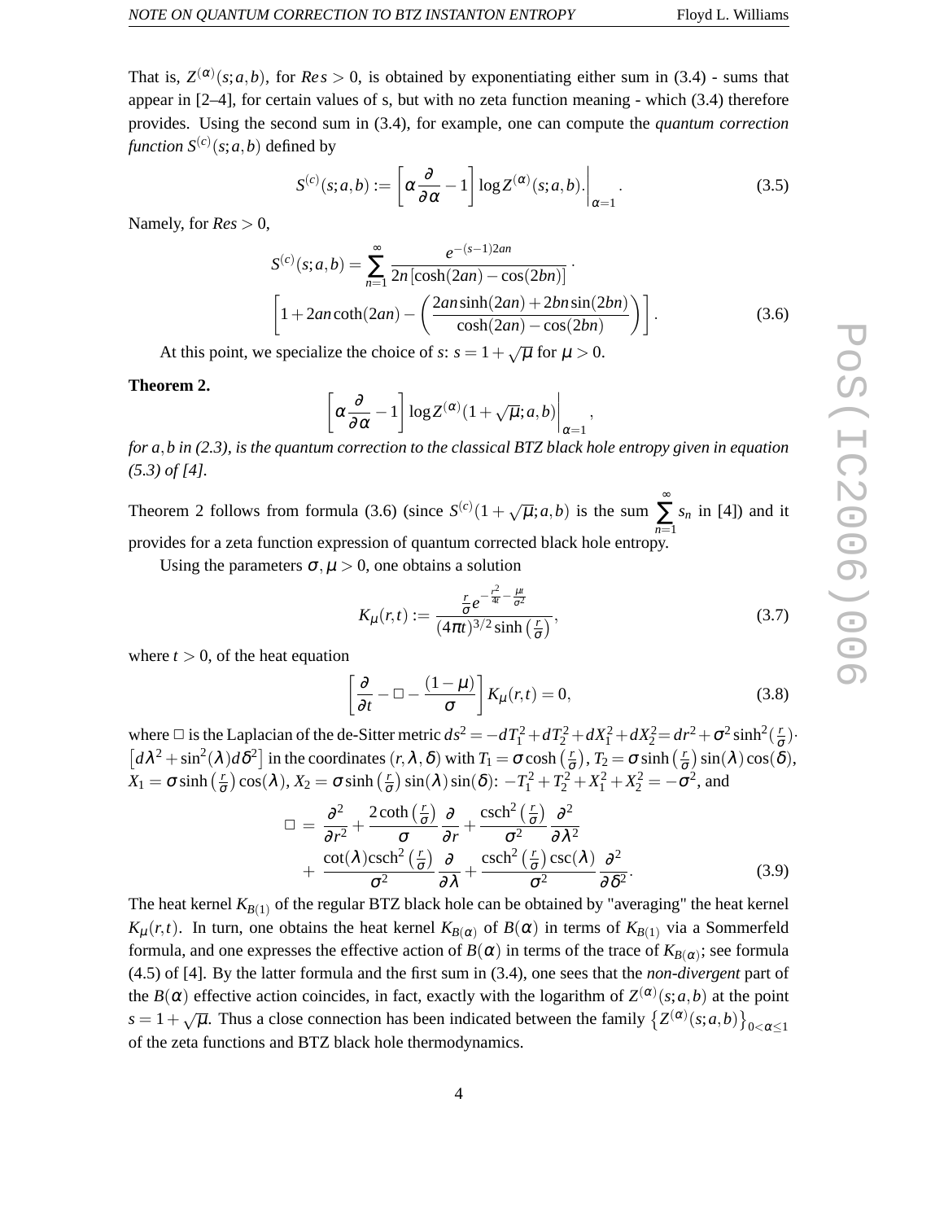That is, $Z^{(\alpha)}(s;a,b)$, for $Re s > 0$, is obtained by exponentiating either sum in (3.4) - sums that appear in [2–4], for certain values of s, but with no zeta function meaning - which (3.4) therefore provides. Using the second sum in (3.4), for example, one can compute the *quantum correction function* $S^{(c)}(s;a,b)$ defined by

$$S^{(c)}(s;a,b) := \left[\alpha \frac{\partial}{\partial \alpha} - 1\right] \log Z^{(\alpha)}(s;a,b).\Big|_{\alpha=1}. \tag{3.5}$$

Namely, for $Re s > 0$,

$$S^{(c)}(s;a,b) = \sum_{n=1}^{\infty} \frac{e^{-(s-1)2an}}{2n\left[\cosh(2an) - \cos(2bn)\right]} \cdot \left[1 + 2an\coth(2an) - \left(\frac{2an\sinh(2an) + 2bn\sin(2bn)}{\cosh(2an) - \cos(2bn)}\right)\right]. \tag{3.6}$$

At this point, we specialize the choice of $s$: $s = 1 + \sqrt{\mu}$ for $\mu > 0$.

**Theorem 2.**

$$\left[\alpha \frac{\partial}{\partial \alpha} - 1\right] \log Z^{(\alpha)}(1+\sqrt{\mu};a,b)\Big|_{\alpha=1},$$

*for $a,b$ in (2.3), is the quantum correction to the classical BTZ black hole entropy given in equation (5.3) of [4].*

Theorem 2 follows from formula (3.6) (since $S^{(c)}(1+\sqrt{\mu};a,b)$ is the sum $\sum_{n=1}^{\infty} s_n$ in [4]) and it provides for a zeta function expression of quantum corrected black hole entropy.

Using the parameters $\sigma, \mu > 0$, one obtains a solution

$$K_\mu(r,t) := \frac{\frac{r}{\sigma} e^{-\frac{r^2}{4t} - \frac{\mu t}{\sigma^2}}}{(4\pi t)^{3/2} \sinh\left(\frac{r}{\sigma}\right)}, \tag{3.7}$$

where $t > 0$, of the heat equation

$$\left[\frac{\partial}{\partial t} - \Box - \frac{(1-\mu)}{\sigma}\right] K_\mu(r,t) = 0, \tag{3.8}$$

where $\Box$ is the Laplacian of the de-Sitter metric $ds^2 = -dT_1^2 + dT_2^2 + dX_1^2 + dX_2^2 = dr^2 + \sigma^2 \sinh^2(\frac{r}{\sigma}) \cdot \left[d\lambda^2 + \sin^2(\lambda) d\delta^2\right]$ in the coordinates $(r, \lambda, \delta)$ with $T_1 = \sigma \cosh\left(\frac{r}{\sigma}\right)$, $T_2 = \sigma \sinh\left(\frac{r}{\sigma}\right) \sin(\lambda)\cos(\delta)$, $X_1 = \sigma \sinh\left(\frac{r}{\sigma}\right)\cos(\lambda)$, $X_2 = \sigma \sinh\left(\frac{r}{\sigma}\right)\sin(\lambda)\sin(\delta)$: $-T_1^2 + T_2^2 + X_1^2 + X_2^2 = -\sigma^2$, and

$$\begin{aligned}\Box = &\ \frac{\partial^2}{\partial r^2} + \frac{2\coth\left(\frac{r}{\sigma}\right)}{\sigma} \frac{\partial}{\partial r} + \frac{\operatorname{csch}^2\left(\frac{r}{\sigma}\right)}{\sigma^2} \frac{\partial^2}{\partial \lambda^2} \\ &+ \frac{\cot(\lambda)\operatorname{csch}^2\left(\frac{r}{\sigma}\right)}{\sigma^2} \frac{\partial}{\partial \lambda} + \frac{\operatorname{csch}^2\left(\frac{r}{\sigma}\right)\csc(\lambda)}{\sigma^2} \frac{\partial^2}{\partial \delta^2}.\end{aligned} \tag{3.9}$$

The heat kernel $K_{B(1)}$ of the regular BTZ black hole can be obtained by "averaging" the heat kernel $K_\mu(r,t)$. In turn, one obtains the heat kernel $K_{B(\alpha)}$ of $B(\alpha)$ in terms of $K_{B(1)}$ via a Sommerfeld formula, and one expresses the effective action of $B(\alpha)$ in terms of the trace of $K_{B(\alpha)}$; see formula (4.5) of [4]. By the latter formula and the first sum in (3.4), one sees that the *non-divergent* part of the $B(\alpha)$ effective action coincides, in fact, exactly with the logarithm of $Z^{(\alpha)}(s;a,b)$ at the point $s = 1 + \sqrt{\mu}$. Thus a close connection has been indicated between the family $\left\{Z^{(\alpha)}(s;a,b)\right\}_{0<\alpha\leq 1}$ of the zeta functions and BTZ black hole thermodynamics.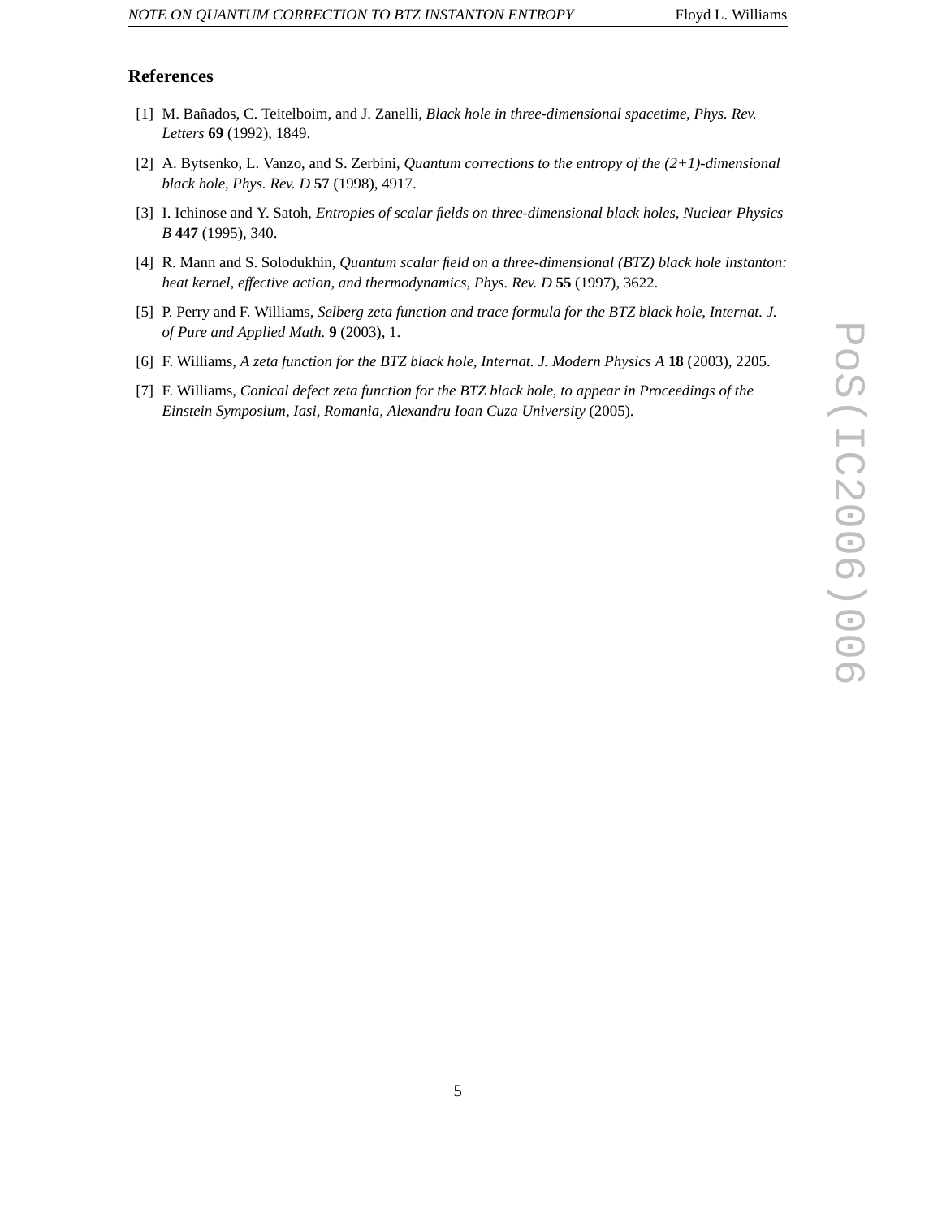## References

[1] M. Bañados, C. Teitelboim, and J. Zanelli, *Black hole in three-dimensional spacetime, Phys. Rev. Letters* **69** (1992), 1849.

[2] A. Bytsenko, L. Vanzo, and S. Zerbini, *Quantum corrections to the entropy of the (2+1)-dimensional black hole, Phys. Rev. D* **57** (1998), 4917.

[3] I. Ichinose and Y. Satoh, *Entropies of scalar fields on three-dimensional black holes, Nuclear Physics B* **447** (1995), 340.

[4] R. Mann and S. Solodukhin, *Quantum scalar field on a three-dimensional (BTZ) black hole instanton: heat kernel, effective action, and thermodynamics, Phys. Rev. D* **55** (1997), 3622.

[5] P. Perry and F. Williams, *Selberg zeta function and trace formula for the BTZ black hole, Internat. J. of Pure and Applied Math.* **9** (2003), 1.

[6] F. Williams, *A zeta function for the BTZ black hole, Internat. J. Modern Physics A* **18** (2003), 2205.

[7] F. Williams, *Conical defect zeta function for the BTZ black hole, to appear in Proceedings of the Einstein Symposium, Iasi, Romania, Alexandru Ioan Cuza University* (2005).